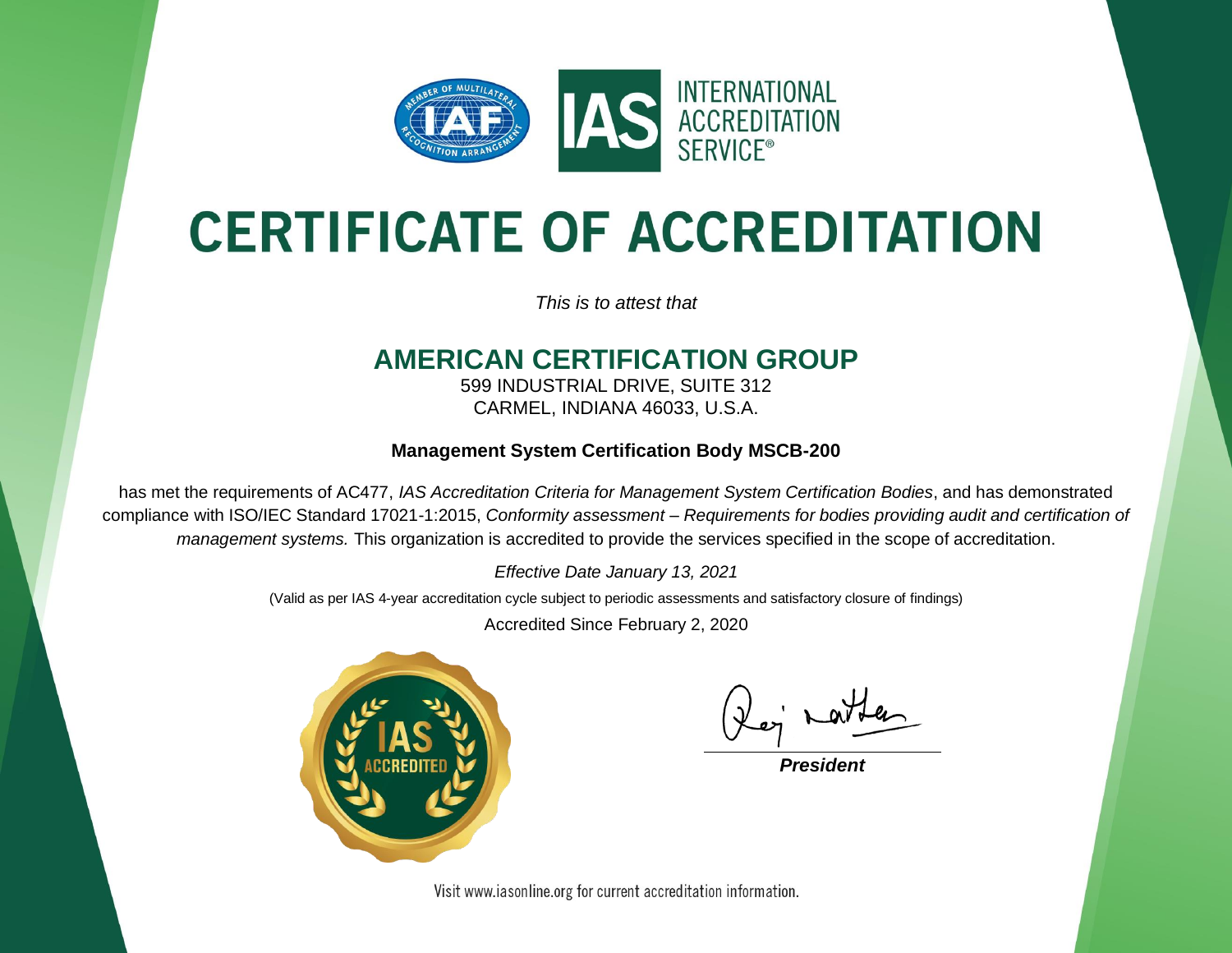INTERNATIONAL ACCREDITATION SERVICE®

# CERTIFICATE OF ACCREDITATION

*This is to attest that*

## AMERICAN CERTIFICATION GROUP

599 INDUSTRIAL DRIVE, SUITE 312
CARMEL, INDIANA 46033, U.S.A.

**Management System Certification Body MSCB-200**

has met the requirements of AC477, *IAS Accreditation Criteria for Management System Certification Bodies*, and has demonstrated compliance with ISO/IEC Standard 17021-1:2015, *Conformity assessment – Requirements for bodies providing audit and certification of management systems.* This organization is accredited to provide the services specified in the scope of accreditation.

*Effective Date January 13, 2021*

(Valid as per IAS 4-year accreditation cycle subject to periodic assessments and satisfactory closure of findings)

Accredited Since February 2, 2020

IAS ACCREDITED

***President***

Visit www.iasonline.org for current accreditation information.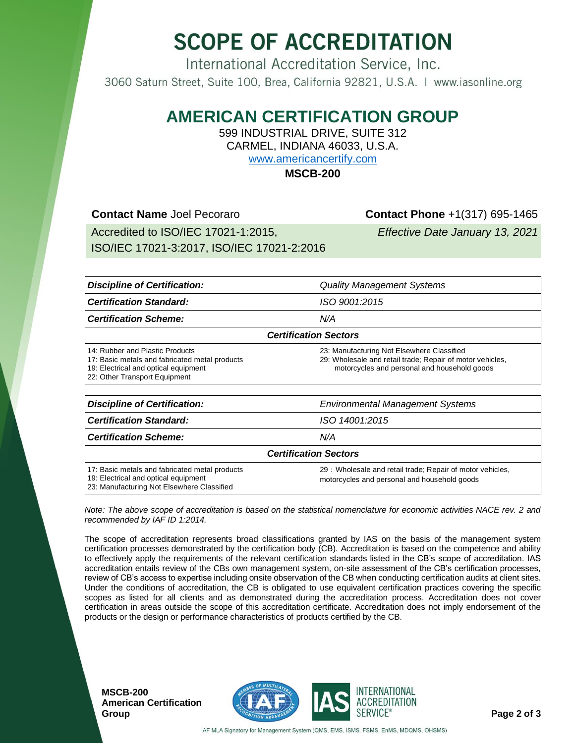# SCOPE OF ACCREDITATION

International Accreditation Service, Inc.

3060 Saturn Street, Suite 100, Brea, California 92821, U.S.A. | www.iasonline.org

## AMERICAN CERTIFICATION GROUP

599 INDUSTRIAL DRIVE, SUITE 312
CARMEL, INDIANA 46033, U.S.A.
www.americancertify.com

**MSCB-200**

**Contact Name** Joel Pecoraro

**Contact Phone** +1(317) 695-1465

Accredited to ISO/IEC 17021-1:2015, ISO/IEC 17021-3:2017, ISO/IEC 17021-2:2016

*Effective Date January 13, 2021*

| ***Discipline of Certification:*** | *Quality Management Systems* |
|---|---|
| ***Certification Standard:*** | *ISO 9001:2015* |
| ***Certification Scheme:*** | *N/A* |
| ***Certification Sectors*** | |
| 14: Rubber and Plastic Products<br>17: Basic metals and fabricated metal products<br>19: Electrical and optical equipment<br>22: Other Transport Equipment | 23: Manufacturing Not Elsewhere Classified<br>29: Wholesale and retail trade; Repair of motor vehicles, motorcycles and personal and household goods |

| ***Discipline of Certification:*** | *Environmental Management Systems* |
|---|---|
| ***Certification Standard:*** | *ISO 14001:2015* |
| ***Certification Scheme:*** | *N/A* |
| ***Certification Sectors*** | |
| 17: Basic metals and fabricated metal products<br>19: Electrical and optical equipment<br>23: Manufacturing Not Elsewhere Classified | 29 : Wholesale and retail trade; Repair of motor vehicles, motorcycles and personal and household goods |

*Note: The above scope of accreditation is based on the statistical nomenclature for economic activities NACE rev. 2 and recommended by IAF ID 1:2014.*

The scope of accreditation represents broad classifications granted by IAS on the basis of the management system certification processes demonstrated by the certification body (CB). Accreditation is based on the competence and ability to effectively apply the requirements of the relevant certification standards listed in the CB's scope of accreditation. IAS accreditation entails review of the CBs own management system, on-site assessment of the CB's certification processes, review of CB's access to expertise including onsite observation of the CB when conducting certification audits at client sites. Under the conditions of accreditation, the CB is obligated to use equivalent certification practices covering the specific scopes as listed for all clients and as demonstrated during the accreditation process. Accreditation does not cover certification in areas outside the scope of this accreditation certificate. Accreditation does not imply endorsement of the products or the design or performance characteristics of products certified by the CB.

**MSCB-200**
**American Certification Group**

IAF MLA Signatory for Management System (QMS, EMS, ISMS, FSMS, EnMS, MDQMS, OHSMS)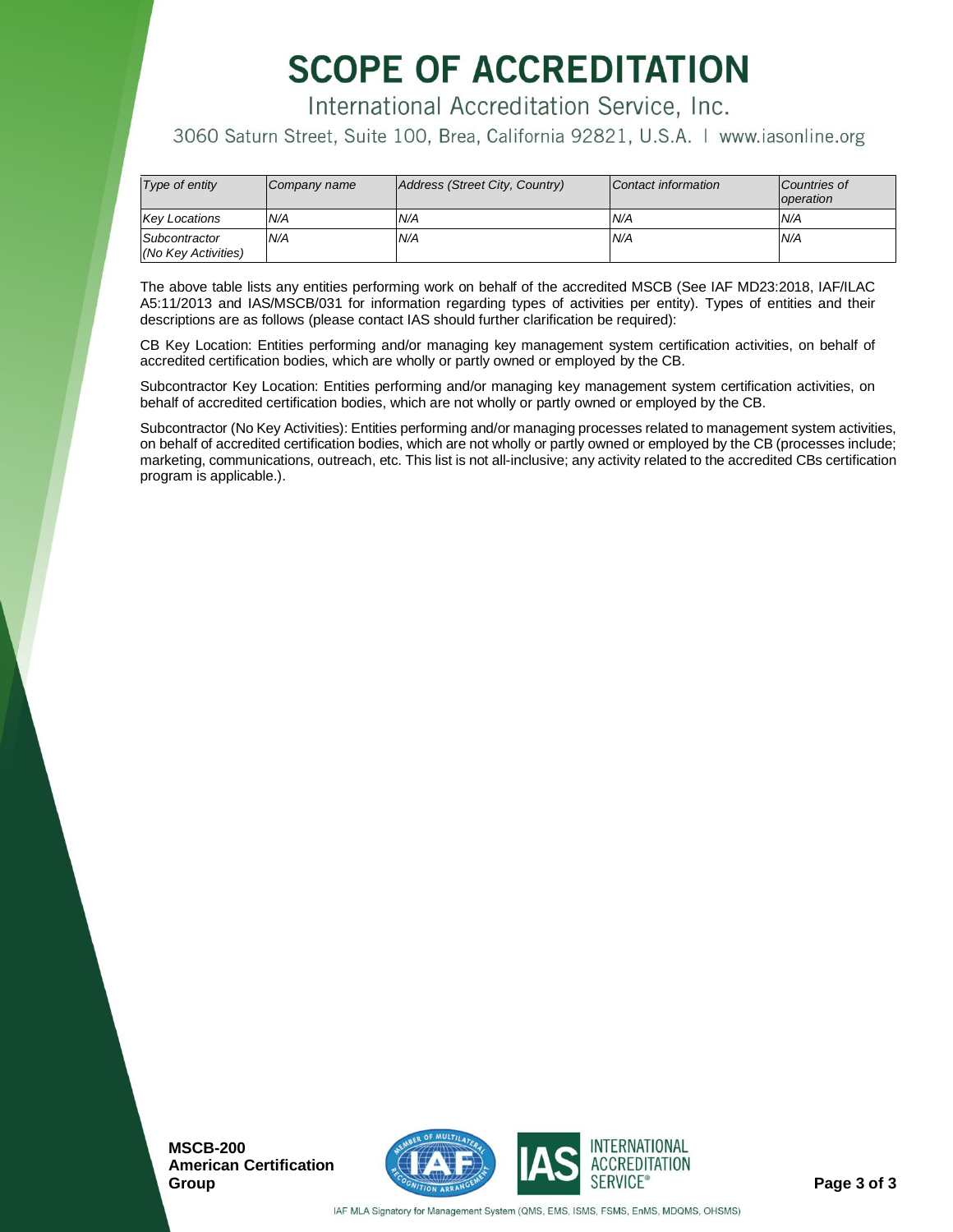# SCOPE OF ACCREDITATION

International Accreditation Service, Inc.

3060 Saturn Street, Suite 100, Brea, California 92821, U.S.A. | www.iasonline.org

| *Type of entity* | *Company name* | *Address (Street City, Country)* | *Contact information* | *Countries of operation* |
|---|---|---|---|---|
| *Key Locations* | *N/A* | *N/A* | *N/A* | *N/A* |
| *Subcontractor (No Key Activities)* | *N/A* | *N/A* | *N/A* | *N/A* |

The above table lists any entities performing work on behalf of the accredited MSCB (See IAF MD23:2018, IAF/ILAC A5:11/2013 and IAS/MSCB/031 for information regarding types of activities per entity). Types of entities and their descriptions are as follows (please contact IAS should further clarification be required):

CB Key Location: Entities performing and/or managing key management system certification activities, on behalf of accredited certification bodies, which are wholly or partly owned or employed by the CB.

Subcontractor Key Location: Entities performing and/or managing key management system certification activities, on behalf of accredited certification bodies, which are not wholly or partly owned or employed by the CB.

Subcontractor (No Key Activities): Entities performing and/or managing processes related to management system activities, on behalf of accredited certification bodies, which are not wholly or partly owned or employed by the CB (processes include; marketing, communications, outreach, etc. This list is not all-inclusive; any activity related to the accredited CBs certification program is applicable.).

**MSCB-200**
**American Certification Group**

IAF MLA Signatory for Management System (QMS, EMS, ISMS, FSMS, EnMS, MDQMS, OHSMS)